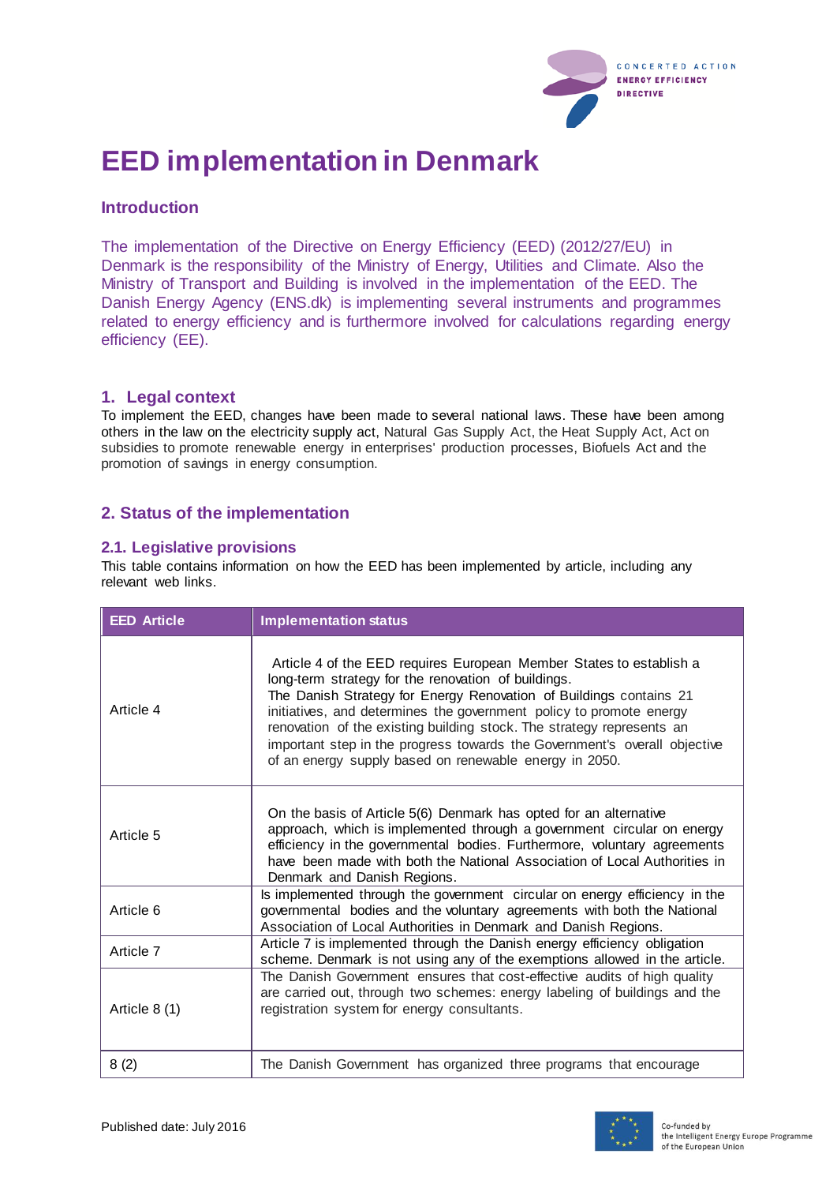# EED implementation in Denmark

## Introduction

The implementation of the Directive on Energy Efficiency (EED) (2012/27/EU) in Denmark is the responsibility of the Ministry of Energy, Utilities and Climate. Also the Ministry of Transport and Building is involved in the implementation of the EED. The Danish Energy Agency (ENS.dk) is implementing several instruments and programmes related to energy efficiency and is furthermore involved for calculations regarding energy efficiency (EE).

## 1. Legal context

To implement the EED, changes have been made to several national laws. These have been among others in the law on the electricity supply act, Natural Gas Supply Act, the Heat Supply Act, Act on subsidies to promote renewable energy in enterprises' production processes, Biofuels Act and the promotion of savings in energy consumption.

## 2. Status of the implementation

### 2.1. Legislative provisions

This table contains information on how the EED has been implemented by article, including any relevant web links.

| EED Article | Implementation status |
|---|---|
| Article 4 | Article 4 of the EED requires European Member States to establish a long-term strategy for the renovation of buildings. The Danish Strategy for Energy Renovation of Buildings contains 21 initiatives, and determines the government policy to promote energy renovation of the existing building stock. The strategy represents an important step in the progress towards the Government's overall objective of an energy supply based on renewable energy in 2050. |
| Article 5 | On the basis of Article 5(6) Denmark has opted for an alternative approach, which is implemented through a government circular on energy efficiency in the governmental bodies. Furthermore, voluntary agreements have been made with both the National Association of Local Authorities in Denmark and Danish Regions. |
| Article 6 | Is implemented through the government circular on energy efficiency in the governmental bodies and the voluntary agreements with both the National Association of Local Authorities in Denmark and Danish Regions. |
| Article 7 | Article 7 is implemented through the Danish energy efficiency obligation scheme. Denmark is not using any of the exemptions allowed in the article. |
| Article 8 (1) | The Danish Government ensures that cost-effective audits of high quality are carried out, through two schemes: energy labeling of buildings and the registration system for energy consultants. |
| 8 (2) | The Danish Government has organized three programs that encourage |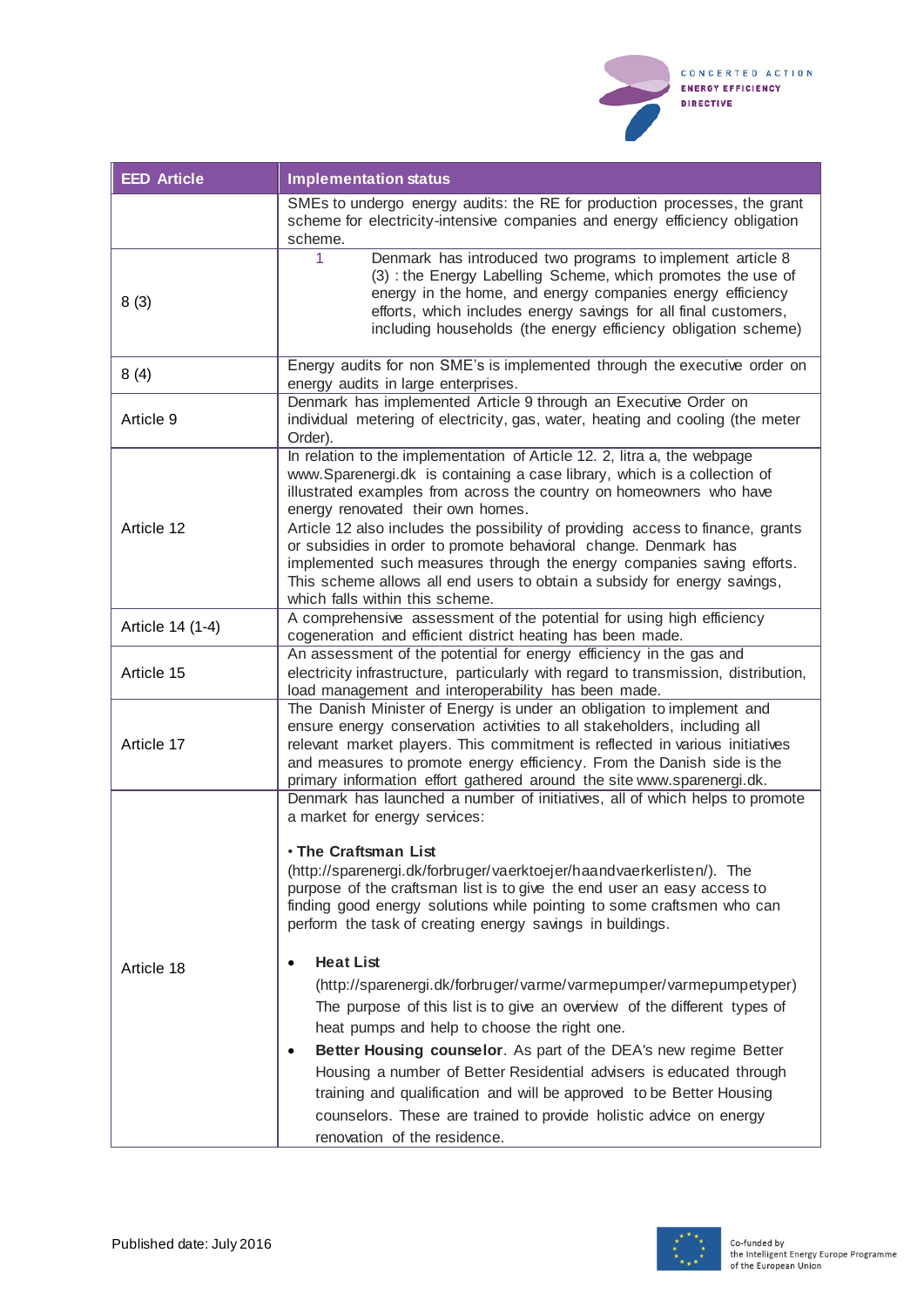| EED Article | Implementation status |
|---|---|
| | SMEs to undergo energy audits: the RE for production processes, the grant scheme for electricity-intensive companies and energy efficiency obligation scheme. |
| 8 (3) | 1 Denmark has introduced two programs to implement article 8 (3) : the Energy Labelling Scheme, which promotes the use of energy in the home, and energy companies energy efficiency efforts, which includes energy savings for all final customers, including households (the energy efficiency obligation scheme) |
| 8 (4) | Energy audits for non SME's is implemented through the executive order on energy audits in large enterprises. |
| Article 9 | Denmark has implemented Article 9 through an Executive Order on individual metering of electricity, gas, water, heating and cooling (the meter Order). |
| Article 12 | In relation to the implementation of Article 12. 2, litra a, the webpage www.Sparenergi.dk is containing a case library, which is a collection of illustrated examples from across the country on homeowners who have energy renovated their own homes.<br>Article 12 also includes the possibility of providing access to finance, grants or subsidies in order to promote behavioral change. Denmark has implemented such measures through the energy companies saving efforts. This scheme allows all end users to obtain a subsidy for energy savings, which falls within this scheme. |
| Article 14 (1-4) | A comprehensive assessment of the potential for using high efficiency cogeneration and efficient district heating has been made. |
| Article 15 | An assessment of the potential for energy efficiency in the gas and electricity infrastructure, particularly with regard to transmission, distribution, load management and interoperability has been made. |
| Article 17 | The Danish Minister of Energy is under an obligation to implement and ensure energy conservation activities to all stakeholders, including all relevant market players. This commitment is reflected in various initiatives and measures to promote energy efficiency. From the Danish side is the primary information effort gathered around the site www.sparenergi.dk. |
| Article 18 | Denmark has launched a number of initiatives, all of which helps to promote a market for energy services:<br><br>• **The Craftsman List** (http://sparenergi.dk/forbruger/vaerktoejer/haandvaerkerlisten/). The purpose of the craftsman list is to give the end user an easy access to finding good energy solutions while pointing to some craftsmen who can perform the task of creating energy savings in buildings.<br><br>• **Heat List** (http://sparenergi.dk/forbruger/varme/varmepumper/varmepumpetyper) The purpose of this list is to give an overview of the different types of heat pumps and help to choose the right one.<br>• **Better Housing counselor**. As part of the DEA's new regime Better Housing a number of Better Residential advisers is educated through training and qualification and will be approved to be Better Housing counselors. These are trained to provide holistic advice on energy renovation of the residence. |

Published date: July 2016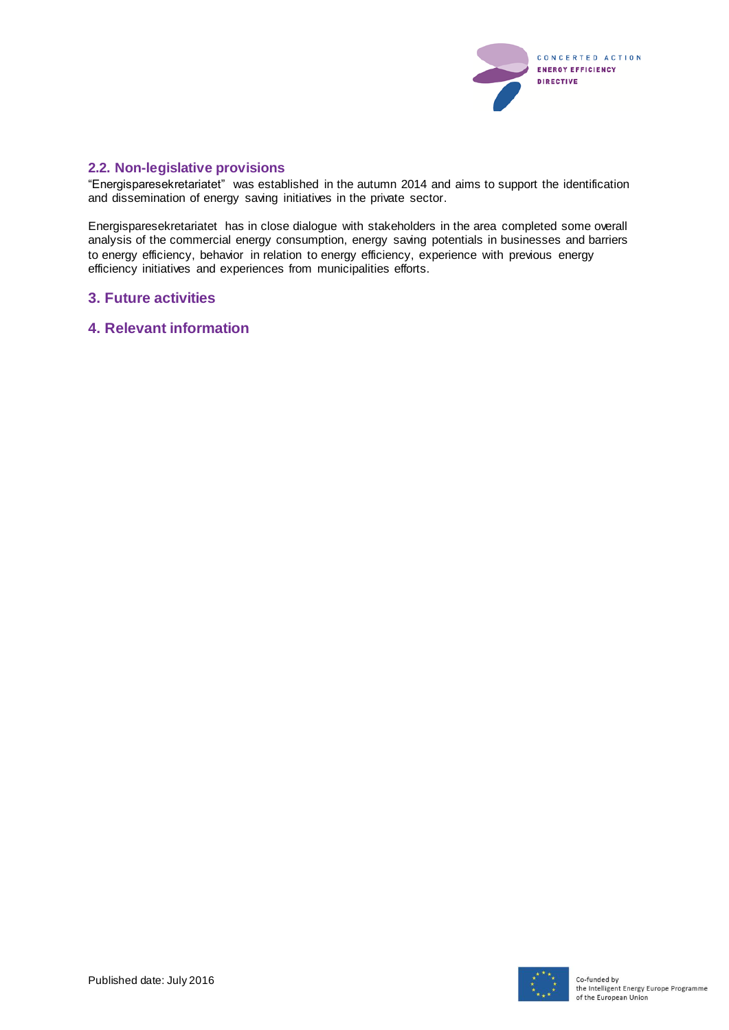## 2.2. Non-legislative provisions

"Energisparesekretariatet" was established in the autumn 2014 and aims to support the identification and dissemination of energy saving initiatives in the private sector.

Energisparesekretariatet has in close dialogue with stakeholders in the area completed some overall analysis of the commercial energy consumption, energy saving potentials in businesses and barriers to energy efficiency, behavior in relation to energy efficiency, experience with previous energy efficiency initiatives and experiences from municipalities efforts.

# 3. Future activities

# 4. Relevant information

Published date: July 2016